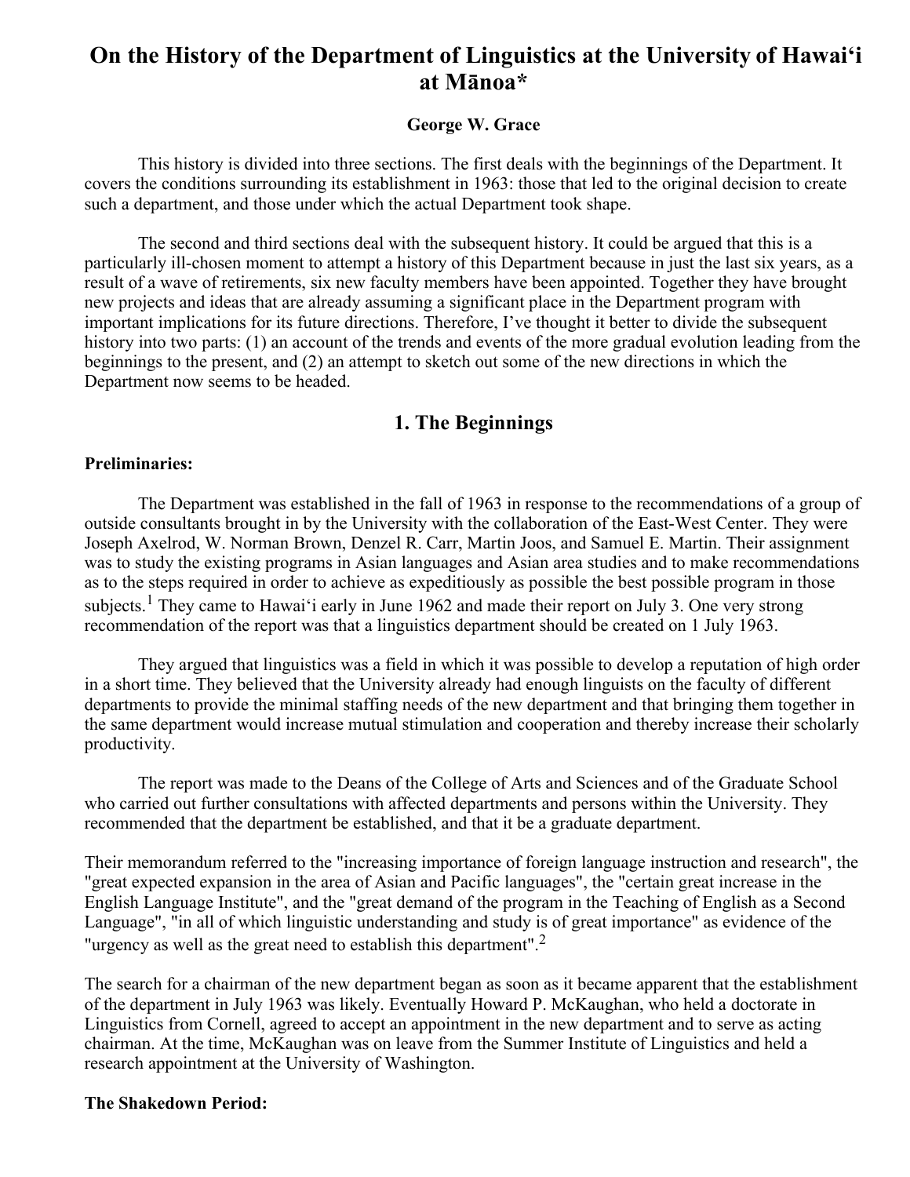# On the History of the Department of Linguistics at the University of Hawai‘i at Mānoa*

**George W. Grace**

This history is divided into three sections. The first deals with the beginnings of the Department. It covers the conditions surrounding its establishment in 1963: those that led to the original decision to create such a department, and those under which the actual Department took shape.

The second and third sections deal with the subsequent history. It could be argued that this is a particularly ill-chosen moment to attempt a history of this Department because in just the last six years, as a result of a wave of retirements, six new faculty members have been appointed. Together they have brought new projects and ideas that are already assuming a significant place in the Department program with important implications for its future directions. Therefore, I’ve thought it better to divide the subsequent history into two parts: (1) an account of the trends and events of the more gradual evolution leading from the beginnings to the present, and (2) an attempt to sketch out some of the new directions in which the Department now seems to be headed.

## 1. The Beginnings

**Preliminaries:**

The Department was established in the fall of 1963 in response to the recommendations of a group of outside consultants brought in by the University with the collaboration of the East-West Center. They were Joseph Axelrod, W. Norman Brown, Denzel R. Carr, Martin Joos, and Samuel E. Martin. Their assignment was to study the existing programs in Asian languages and Asian area studies and to make recommendations as to the steps required in order to achieve as expeditiously as possible the best possible program in those subjects.[1] They came to Hawai‘i early in June 1962 and made their report on July 3. One very strong recommendation of the report was that a linguistics department should be created on 1 July 1963.

They argued that linguistics was a field in which it was possible to develop a reputation of high order in a short time. They believed that the University already had enough linguists on the faculty of different departments to provide the minimal staffing needs of the new department and that bringing them together in the same department would increase mutual stimulation and cooperation and thereby increase their scholarly productivity.

The report was made to the Deans of the College of Arts and Sciences and of the Graduate School who carried out further consultations with affected departments and persons within the University. They recommended that the department be established, and that it be a graduate department.

Their memorandum referred to the "increasing importance of foreign language instruction and research", the "great expected expansion in the area of Asian and Pacific languages", the "certain great increase in the English Language Institute", and the "great demand of the program in the Teaching of English as a Second Language", "in all of which linguistic understanding and study is of great importance" as evidence of the "urgency as well as the great need to establish this department".[2]

The search for a chairman of the new department began as soon as it became apparent that the establishment of the department in July 1963 was likely. Eventually Howard P. McKaughan, who held a doctorate in Linguistics from Cornell, agreed to accept an appointment in the new department and to serve as acting chairman. At the time, McKaughan was on leave from the Summer Institute of Linguistics and held a research appointment at the University of Washington.

**The Shakedown Period:**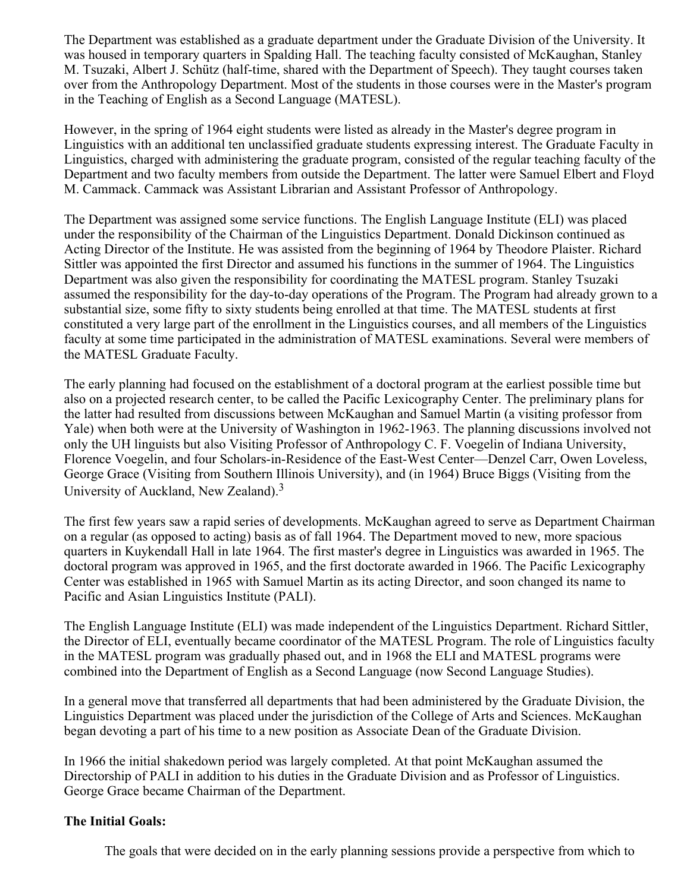The Department was established as a graduate department under the Graduate Division of the University. It was housed in temporary quarters in Spalding Hall. The teaching faculty consisted of McKaughan, Stanley M. Tsuzaki, Albert J. Schütz (half-time, shared with the Department of Speech). They taught courses taken over from the Anthropology Department. Most of the students in those courses were in the Master's program in the Teaching of English as a Second Language (MATESL).

However, in the spring of 1964 eight students were listed as already in the Master's degree program in Linguistics with an additional ten unclassified graduate students expressing interest. The Graduate Faculty in Linguistics, charged with administering the graduate program, consisted of the regular teaching faculty of the Department and two faculty members from outside the Department. The latter were Samuel Elbert and Floyd M. Cammack. Cammack was Assistant Librarian and Assistant Professor of Anthropology.

The Department was assigned some service functions. The English Language Institute (ELI) was placed under the responsibility of the Chairman of the Linguistics Department. Donald Dickinson continued as Acting Director of the Institute. He was assisted from the beginning of 1964 by Theodore Plaister. Richard Sittler was appointed the first Director and assumed his functions in the summer of 1964. The Linguistics Department was also given the responsibility for coordinating the MATESL program. Stanley Tsuzaki assumed the responsibility for the day-to-day operations of the Program. The Program had already grown to a substantial size, some fifty to sixty students being enrolled at that time. The MATESL students at first constituted a very large part of the enrollment in the Linguistics courses, and all members of the Linguistics faculty at some time participated in the administration of MATESL examinations. Several were members of the MATESL Graduate Faculty.

The early planning had focused on the establishment of a doctoral program at the earliest possible time but also on a projected research center, to be called the Pacific Lexicography Center. The preliminary plans for the latter had resulted from discussions between McKaughan and Samuel Martin (a visiting professor from Yale) when both were at the University of Washington in 1962-1963. The planning discussions involved not only the UH linguists but also Visiting Professor of Anthropology C. F. Voegelin of Indiana University, Florence Voegelin, and four Scholars-in-Residence of the East-West Center—Denzel Carr, Owen Loveless, George Grace (Visiting from Southern Illinois University), and (in 1964) Bruce Biggs (Visiting from the University of Auckland, New Zealand).[3]

The first few years saw a rapid series of developments. McKaughan agreed to serve as Department Chairman on a regular (as opposed to acting) basis as of fall 1964. The Department moved to new, more spacious quarters in Kuykendall Hall in late 1964. The first master's degree in Linguistics was awarded in 1965. The doctoral program was approved in 1965, and the first doctorate awarded in 1966. The Pacific Lexicography Center was established in 1965 with Samuel Martin as its acting Director, and soon changed its name to Pacific and Asian Linguistics Institute (PALI).

The English Language Institute (ELI) was made independent of the Linguistics Department. Richard Sittler, the Director of ELI, eventually became coordinator of the MATESL Program. The role of Linguistics faculty in the MATESL program was gradually phased out, and in 1968 the ELI and MATESL programs were combined into the Department of English as a Second Language (now Second Language Studies).

In a general move that transferred all departments that had been administered by the Graduate Division, the Linguistics Department was placed under the jurisdiction of the College of Arts and Sciences. McKaughan began devoting a part of his time to a new position as Associate Dean of the Graduate Division.

In 1966 the initial shakedown period was largely completed. At that point McKaughan assumed the Directorship of PALI in addition to his duties in the Graduate Division and as Professor of Linguistics. George Grace became Chairman of the Department.

**The Initial Goals:**

The goals that were decided on in the early planning sessions provide a perspective from which to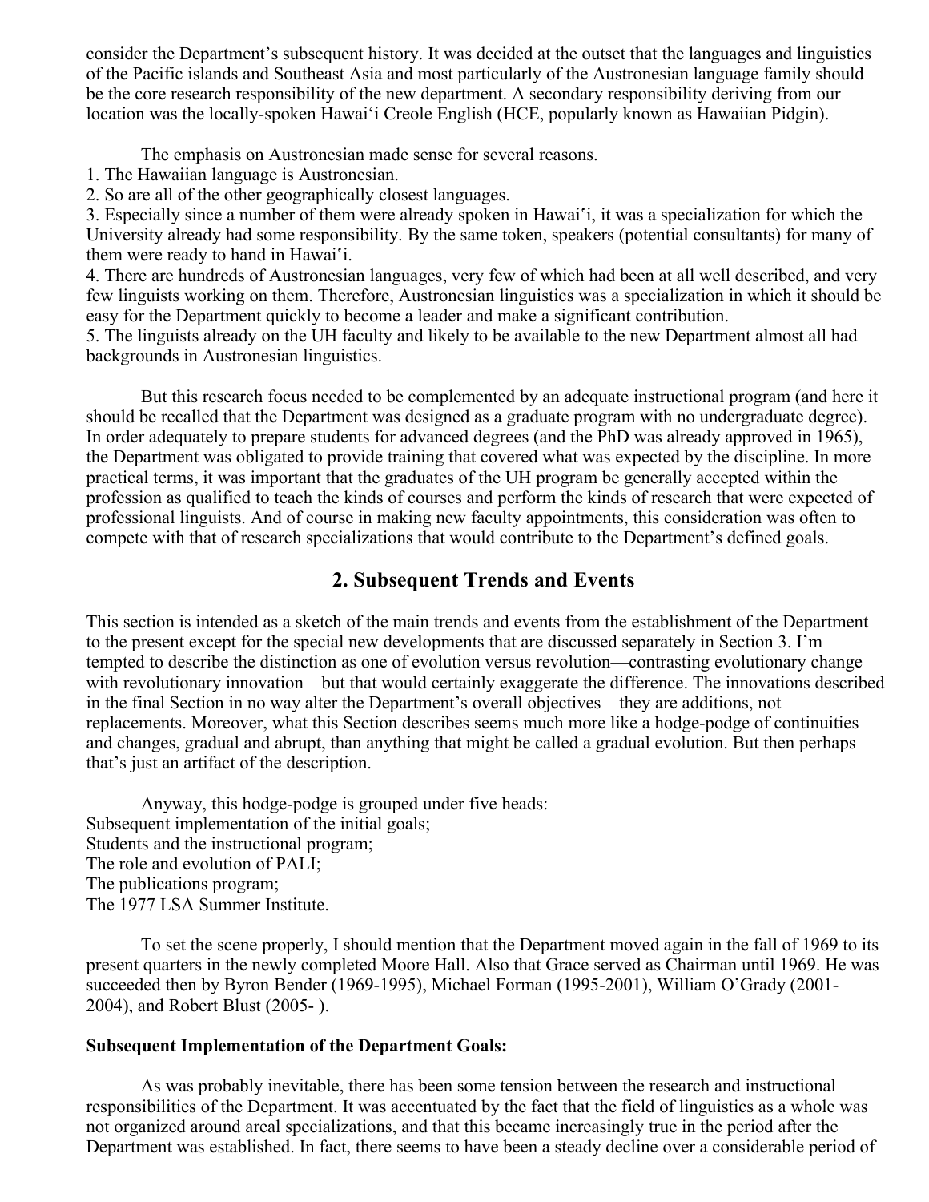consider the Department's subsequent history. It was decided at the outset that the languages and linguistics of the Pacific islands and Southeast Asia and most particularly of the Austronesian language family should be the core research responsibility of the new department. A secondary responsibility deriving from our location was the locally-spoken Hawaiʻi Creole English (HCE, popularly known as Hawaiian Pidgin).

The emphasis on Austronesian made sense for several reasons.

1. The Hawaiian language is Austronesian.
2. So are all of the other geographically closest languages.
3. Especially since a number of them were already spoken in Hawaiʻi, it was a specialization for which the University already had some responsibility. By the same token, speakers (potential consultants) for many of them were ready to hand in Hawaiʻi.
4. There are hundreds of Austronesian languages, very few of which had been at all well described, and very few linguists working on them. Therefore, Austronesian linguistics was a specialization in which it should be easy for the Department quickly to become a leader and make a significant contribution.
5. The linguists already on the UH faculty and likely to be available to the new Department almost all had backgrounds in Austronesian linguistics.

But this research focus needed to be complemented by an adequate instructional program (and here it should be recalled that the Department was designed as a graduate program with no undergraduate degree). In order adequately to prepare students for advanced degrees (and the PhD was already approved in 1965), the Department was obligated to provide training that covered what was expected by the discipline. In more practical terms, it was important that the graduates of the UH program be generally accepted within the profession as qualified to teach the kinds of courses and perform the kinds of research that were expected of professional linguists. And of course in making new faculty appointments, this consideration was often to compete with that of research specializations that would contribute to the Department's defined goals.

## 2. Subsequent Trends and Events

This section is intended as a sketch of the main trends and events from the establishment of the Department to the present except for the special new developments that are discussed separately in Section 3. I'm tempted to describe the distinction as one of evolution versus revolution—contrasting evolutionary change with revolutionary innovation—but that would certainly exaggerate the difference. The innovations described in the final Section in no way alter the Department's overall objectives—they are additions, not replacements. Moreover, what this Section describes seems much more like a hodge-podge of continuities and changes, gradual and abrupt, than anything that might be called a gradual evolution. But then perhaps that's just an artifact of the description.

Anyway, this hodge-podge is grouped under five heads:

Subsequent implementation of the initial goals;
Students and the instructional program;
The role and evolution of PALI;
The publications program;
The 1977 LSA Summer Institute.

To set the scene properly, I should mention that the Department moved again in the fall of 1969 to its present quarters in the newly completed Moore Hall. Also that Grace served as Chairman until 1969. He was succeeded then by Byron Bender (1969-1995), Michael Forman (1995-2001), William O'Grady (2001-2004), and Robert Blust (2005- ).

**Subsequent Implementation of the Department Goals:**

As was probably inevitable, there has been some tension between the research and instructional responsibilities of the Department. It was accentuated by the fact that the field of linguistics as a whole was not organized around areal specializations, and that this became increasingly true in the period after the Department was established. In fact, there seems to have been a steady decline over a considerable period of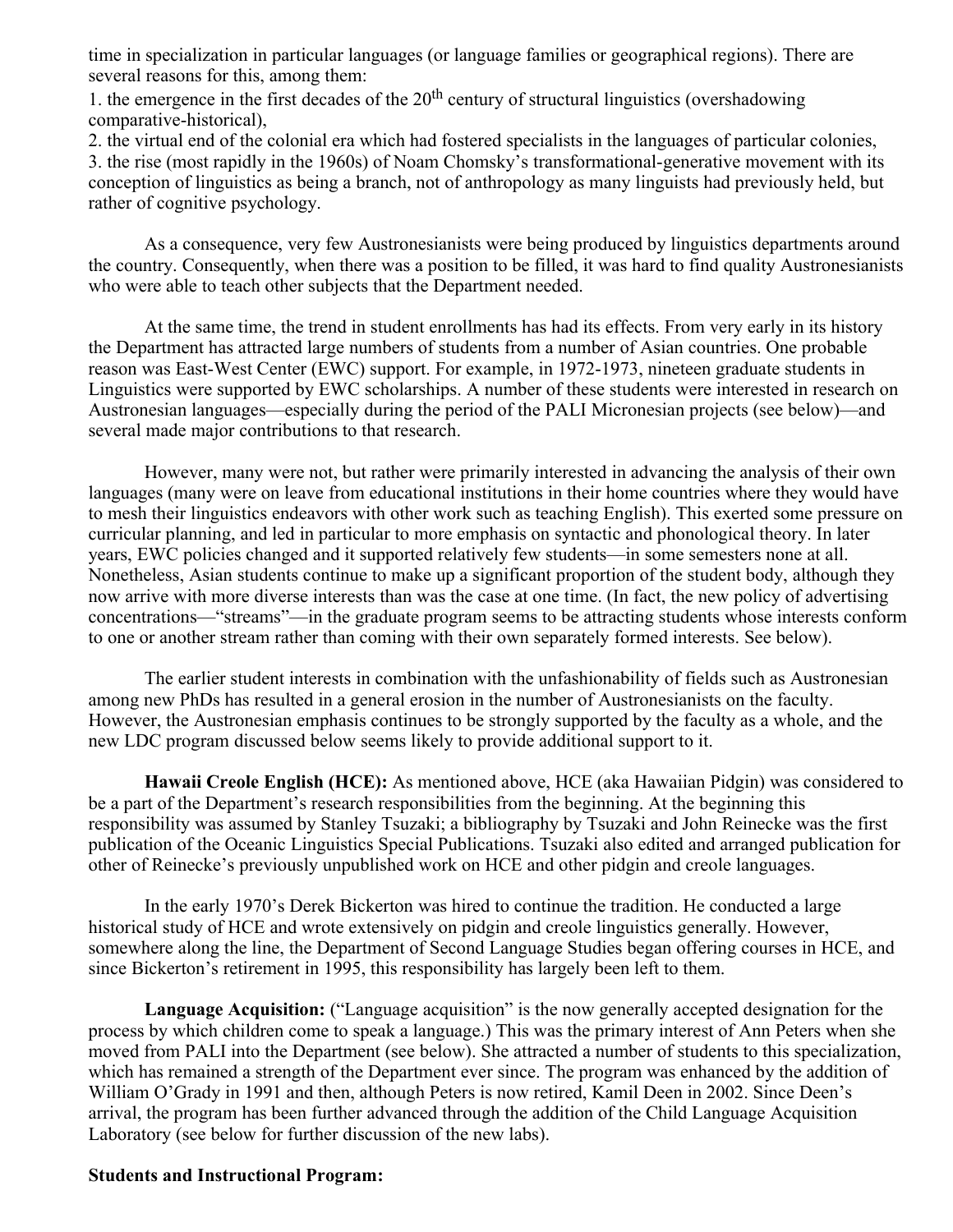time in specialization in particular languages (or language families or geographical regions). There are several reasons for this, among them:

1. the emergence in the first decades of the 20th century of structural linguistics (overshadowing comparative-historical),
2. the virtual end of the colonial era which had fostered specialists in the languages of particular colonies,
3. the rise (most rapidly in the 1960s) of Noam Chomsky's transformational-generative movement with its conception of linguistics as being a branch, not of anthropology as many linguists had previously held, but rather of cognitive psychology.

As a consequence, very few Austronesianists were being produced by linguistics departments around the country. Consequently, when there was a position to be filled, it was hard to find quality Austronesianists who were able to teach other subjects that the Department needed.

At the same time, the trend in student enrollments has had its effects. From very early in its history the Department has attracted large numbers of students from a number of Asian countries. One probable reason was East-West Center (EWC) support. For example, in 1972-1973, nineteen graduate students in Linguistics were supported by EWC scholarships. A number of these students were interested in research on Austronesian languages—especially during the period of the PALI Micronesian projects (see below)—and several made major contributions to that research.

However, many were not, but rather were primarily interested in advancing the analysis of their own languages (many were on leave from educational institutions in their home countries where they would have to mesh their linguistics endeavors with other work such as teaching English). This exerted some pressure on curricular planning, and led in particular to more emphasis on syntactic and phonological theory. In later years, EWC policies changed and it supported relatively few students—in some semesters none at all. Nonetheless, Asian students continue to make up a significant proportion of the student body, although they now arrive with more diverse interests than was the case at one time. (In fact, the new policy of advertising concentrations—"streams"—in the graduate program seems to be attracting students whose interests conform to one or another stream rather than coming with their own separately formed interests. See below).

The earlier student interests in combination with the unfashionability of fields such as Austronesian among new PhDs has resulted in a general erosion in the number of Austronesianists on the faculty. However, the Austronesian emphasis continues to be strongly supported by the faculty as a whole, and the new LDC program discussed below seems likely to provide additional support to it.

**Hawaii Creole English (HCE):** As mentioned above, HCE (aka Hawaiian Pidgin) was considered to be a part of the Department's research responsibilities from the beginning. At the beginning this responsibility was assumed by Stanley Tsuzaki; a bibliography by Tsuzaki and John Reinecke was the first publication of the Oceanic Linguistics Special Publications. Tsuzaki also edited and arranged publication for other of Reinecke's previously unpublished work on HCE and other pidgin and creole languages.

In the early 1970's Derek Bickerton was hired to continue the tradition. He conducted a large historical study of HCE and wrote extensively on pidgin and creole linguistics generally. However, somewhere along the line, the Department of Second Language Studies began offering courses in HCE, and since Bickerton's retirement in 1995, this responsibility has largely been left to them.

**Language Acquisition:** ("Language acquisition" is the now generally accepted designation for the process by which children come to speak a language.) This was the primary interest of Ann Peters when she moved from PALI into the Department (see below). She attracted a number of students to this specialization, which has remained a strength of the Department ever since. The program was enhanced by the addition of William O'Grady in 1991 and then, although Peters is now retired, Kamil Deen in 2002. Since Deen's arrival, the program has been further advanced through the addition of the Child Language Acquisition Laboratory (see below for further discussion of the new labs).

**Students and Instructional Program:**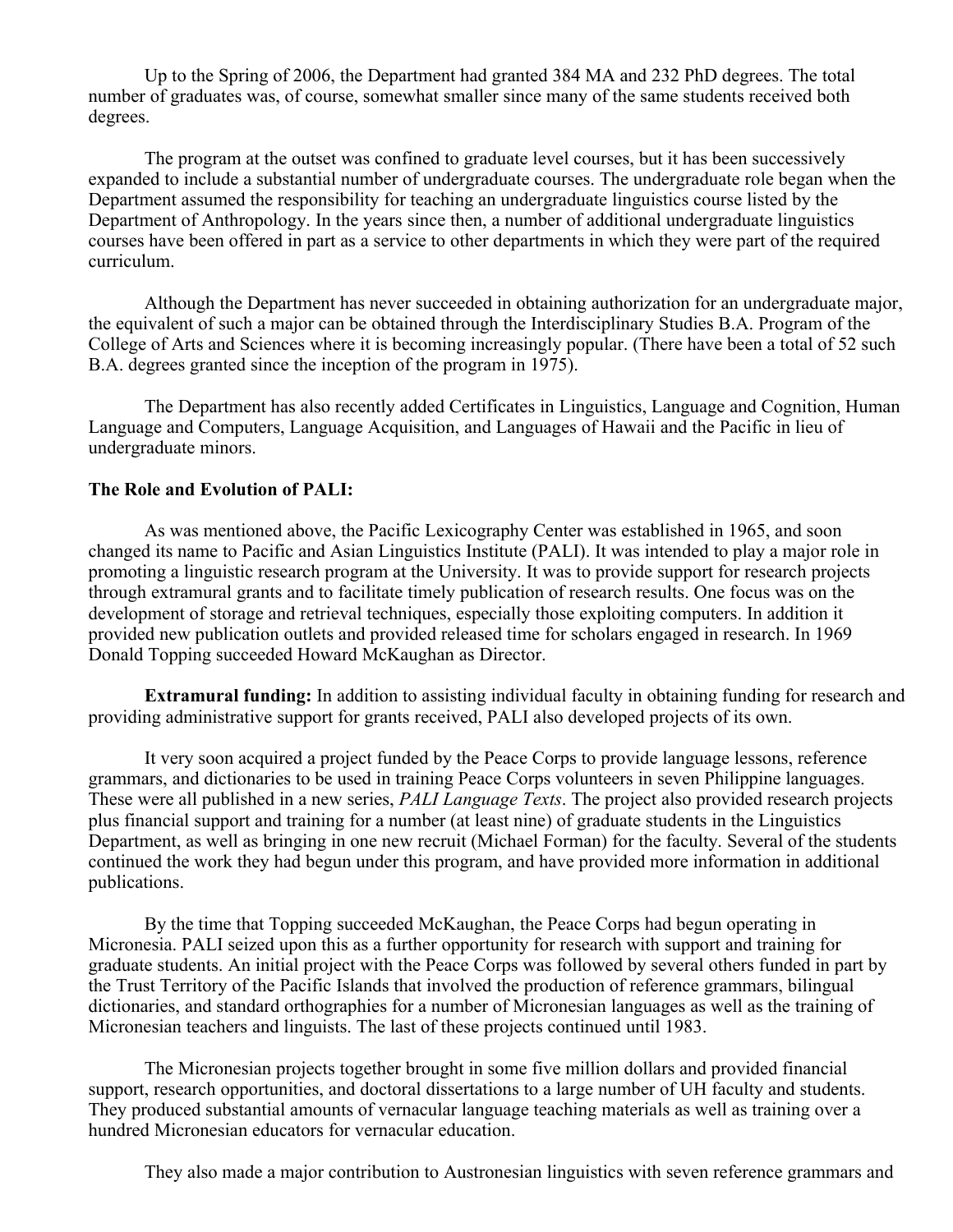Up to the Spring of 2006, the Department had granted 384 MA and 232 PhD degrees. The total number of graduates was, of course, somewhat smaller since many of the same students received both degrees.

The program at the outset was confined to graduate level courses, but it has been successively expanded to include a substantial number of undergraduate courses. The undergraduate role began when the Department assumed the responsibility for teaching an undergraduate linguistics course listed by the Department of Anthropology. In the years since then, a number of additional undergraduate linguistics courses have been offered in part as a service to other departments in which they were part of the required curriculum.

Although the Department has never succeeded in obtaining authorization for an undergraduate major, the equivalent of such a major can be obtained through the Interdisciplinary Studies B.A. Program of the College of Arts and Sciences where it is becoming increasingly popular. (There have been a total of 52 such B.A. degrees granted since the inception of the program in 1975).

The Department has also recently added Certificates in Linguistics, Language and Cognition, Human Language and Computers, Language Acquisition, and Languages of Hawaii and the Pacific in lieu of undergraduate minors.

**The Role and Evolution of PALI:**

As was mentioned above, the Pacific Lexicography Center was established in 1965, and soon changed its name to Pacific and Asian Linguistics Institute (PALI). It was intended to play a major role in promoting a linguistic research program at the University. It was to provide support for research projects through extramural grants and to facilitate timely publication of research results. One focus was on the development of storage and retrieval techniques, especially those exploiting computers. In addition it provided new publication outlets and provided released time for scholars engaged in research. In 1969 Donald Topping succeeded Howard McKaughan as Director.

**Extramural funding:** In addition to assisting individual faculty in obtaining funding for research and providing administrative support for grants received, PALI also developed projects of its own.

It very soon acquired a project funded by the Peace Corps to provide language lessons, reference grammars, and dictionaries to be used in training Peace Corps volunteers in seven Philippine languages. These were all published in a new series, *PALI Language Texts*. The project also provided research projects plus financial support and training for a number (at least nine) of graduate students in the Linguistics Department, as well as bringing in one new recruit (Michael Forman) for the faculty. Several of the students continued the work they had begun under this program, and have provided more information in additional publications.

By the time that Topping succeeded McKaughan, the Peace Corps had begun operating in Micronesia. PALI seized upon this as a further opportunity for research with support and training for graduate students. An initial project with the Peace Corps was followed by several others funded in part by the Trust Territory of the Pacific Islands that involved the production of reference grammars, bilingual dictionaries, and standard orthographies for a number of Micronesian languages as well as the training of Micronesian teachers and linguists. The last of these projects continued until 1983.

The Micronesian projects together brought in some five million dollars and provided financial support, research opportunities, and doctoral dissertations to a large number of UH faculty and students. They produced substantial amounts of vernacular language teaching materials as well as training over a hundred Micronesian educators for vernacular education.

They also made a major contribution to Austronesian linguistics with seven reference grammars and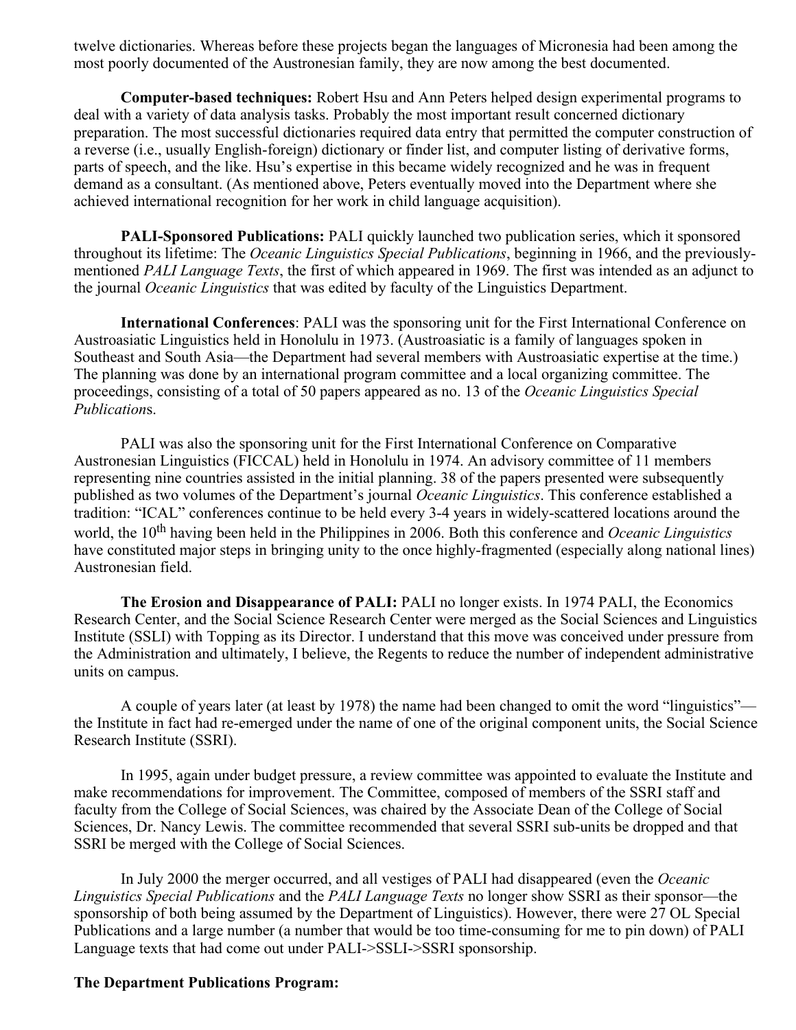twelve dictionaries. Whereas before these projects began the languages of Micronesia had been among the most poorly documented of the Austronesian family, they are now among the best documented.

**Computer-based techniques:** Robert Hsu and Ann Peters helped design experimental programs to deal with a variety of data analysis tasks. Probably the most important result concerned dictionary preparation. The most successful dictionaries required data entry that permitted the computer construction of a reverse (i.e., usually English-foreign) dictionary or finder list, and computer listing of derivative forms, parts of speech, and the like. Hsu's expertise in this became widely recognized and he was in frequent demand as a consultant. (As mentioned above, Peters eventually moved into the Department where she achieved international recognition for her work in child language acquisition).

**PALI-Sponsored Publications:** PALI quickly launched two publication series, which it sponsored throughout its lifetime: The *Oceanic Linguistics Special Publications*, beginning in 1966, and the previously-mentioned *PALI Language Texts*, the first of which appeared in 1969. The first was intended as an adjunct to the journal *Oceanic Linguistics* that was edited by faculty of the Linguistics Department.

**International Conferences**: PALI was the sponsoring unit for the First International Conference on Austroasiatic Linguistics held in Honolulu in 1973. (Austroasiatic is a family of languages spoken in Southeast and South Asia—the Department had several members with Austroasiatic expertise at the time.) The planning was done by an international program committee and a local organizing committee. The proceedings, consisting of a total of 50 papers appeared as no. 13 of the *Oceanic Linguistics Special Publication*s.

PALI was also the sponsoring unit for the First International Conference on Comparative Austronesian Linguistics (FICCAL) held in Honolulu in 1974. An advisory committee of 11 members representing nine countries assisted in the initial planning. 38 of the papers presented were subsequently published as two volumes of the Department's journal *Oceanic Linguistics*. This conference established a tradition: "ICAL" conferences continue to be held every 3-4 years in widely-scattered locations around the world, the 10th having been held in the Philippines in 2006. Both this conference and *Oceanic Linguistics* have constituted major steps in bringing unity to the once highly-fragmented (especially along national lines) Austronesian field.

**The Erosion and Disappearance of PALI:** PALI no longer exists. In 1974 PALI, the Economics Research Center, and the Social Science Research Center were merged as the Social Sciences and Linguistics Institute (SSLI) with Topping as its Director. I understand that this move was conceived under pressure from the Administration and ultimately, I believe, the Regents to reduce the number of independent administrative units on campus.

A couple of years later (at least by 1978) the name had been changed to omit the word "linguistics"—the Institute in fact had re-emerged under the name of one of the original component units, the Social Science Research Institute (SSRI).

In 1995, again under budget pressure, a review committee was appointed to evaluate the Institute and make recommendations for improvement. The Committee, composed of members of the SSRI staff and faculty from the College of Social Sciences, was chaired by the Associate Dean of the College of Social Sciences, Dr. Nancy Lewis. The committee recommended that several SSRI sub-units be dropped and that SSRI be merged with the College of Social Sciences.

In July 2000 the merger occurred, and all vestiges of PALI had disappeared (even the *Oceanic Linguistics Special Publications* and the *PALI Language Texts* no longer show SSRI as their sponsor—the sponsorship of both being assumed by the Department of Linguistics). However, there were 27 OL Special Publications and a large number (a number that would be too time-consuming for me to pin down) of PALI Language texts that had come out under PALI->SSLI->SSRI sponsorship.

**The Department Publications Program:**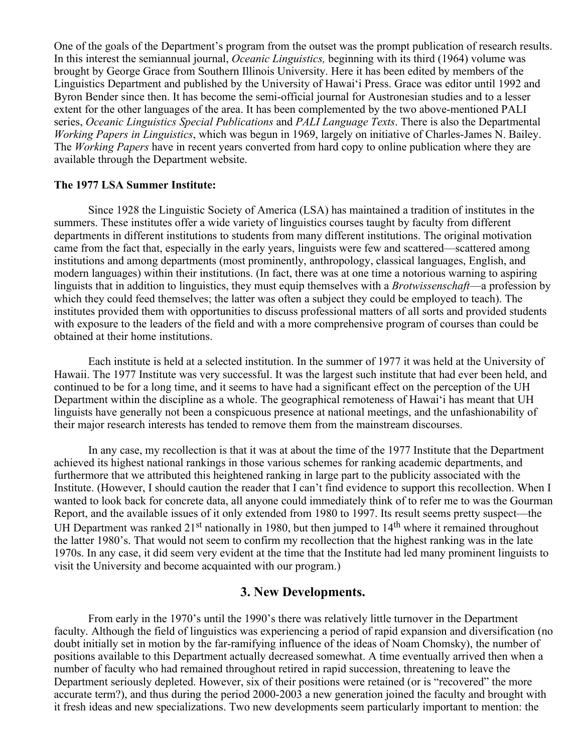One of the goals of the Department's program from the outset was the prompt publication of research results. In this interest the semiannual journal, *Oceanic Linguistics,* beginning with its third (1964) volume was brought by George Grace from Southern Illinois University. Here it has been edited by members of the Linguistics Department and published by the University of Hawaiʻi Press. Grace was editor until 1992 and Byron Bender since then. It has become the semi-official journal for Austronesian studies and to a lesser extent for the other languages of the area. It has been complemented by the two above-mentioned PALI series, *Oceanic Linguistics Special Publications* and *PALI Language Texts*. There is also the Departmental *Working Papers in Linguistics*, which was begun in 1969, largely on initiative of Charles-James N. Bailey. The *Working Papers* have in recent years converted from hard copy to online publication where they are available through the Department website.

**The 1977 LSA Summer Institute:**

Since 1928 the Linguistic Society of America (LSA) has maintained a tradition of institutes in the summers. These institutes offer a wide variety of linguistics courses taught by faculty from different departments in different institutions to students from many different institutions. The original motivation came from the fact that, especially in the early years, linguists were few and scattered—scattered among institutions and among departments (most prominently, anthropology, classical languages, English, and modern languages) within their institutions. (In fact, there was at one time a notorious warning to aspiring linguists that in addition to linguistics, they must equip themselves with a *Brotwissenschaft*—a profession by which they could feed themselves; the latter was often a subject they could be employed to teach). The institutes provided them with opportunities to discuss professional matters of all sorts and provided students with exposure to the leaders of the field and with a more comprehensive program of courses than could be obtained at their home institutions.

Each institute is held at a selected institution. In the summer of 1977 it was held at the University of Hawaii. The 1977 Institute was very successful. It was the largest such institute that had ever been held, and continued to be for a long time, and it seems to have had a significant effect on the perception of the UH Department within the discipline as a whole. The geographical remoteness of Hawaiʻi has meant that UH linguists have generally not been a conspicuous presence at national meetings, and the unfashionability of their major research interests has tended to remove them from the mainstream discourses.

In any case, my recollection is that it was at about the time of the 1977 Institute that the Department achieved its highest national rankings in those various schemes for ranking academic departments, and furthermore that we attributed this heightened ranking in large part to the publicity associated with the Institute. (However, I should caution the reader that I can't find evidence to support this recollection. When I wanted to look back for concrete data, all anyone could immediately think of to refer me to was the Gourman Report, and the available issues of it only extended from 1980 to 1997. Its result seems pretty suspect—the UH Department was ranked 21st nationally in 1980, but then jumped to 14th where it remained throughout the latter 1980's. That would not seem to confirm my recollection that the highest ranking was in the late 1970s. In any case, it did seem very evident at the time that the Institute had led many prominent linguists to visit the University and become acquainted with our program.)

## 3. New Developments.

From early in the 1970's until the 1990's there was relatively little turnover in the Department faculty. Although the field of linguistics was experiencing a period of rapid expansion and diversification (no doubt initially set in motion by the far-ramifying influence of the ideas of Noam Chomsky), the number of positions available to this Department actually decreased somewhat. A time eventually arrived then when a number of faculty who had remained throughout retired in rapid succession, threatening to leave the Department seriously depleted. However, six of their positions were retained (or is "recovered" the more accurate term?), and thus during the period 2000-2003 a new generation joined the faculty and brought with it fresh ideas and new specializations. Two new developments seem particularly important to mention: the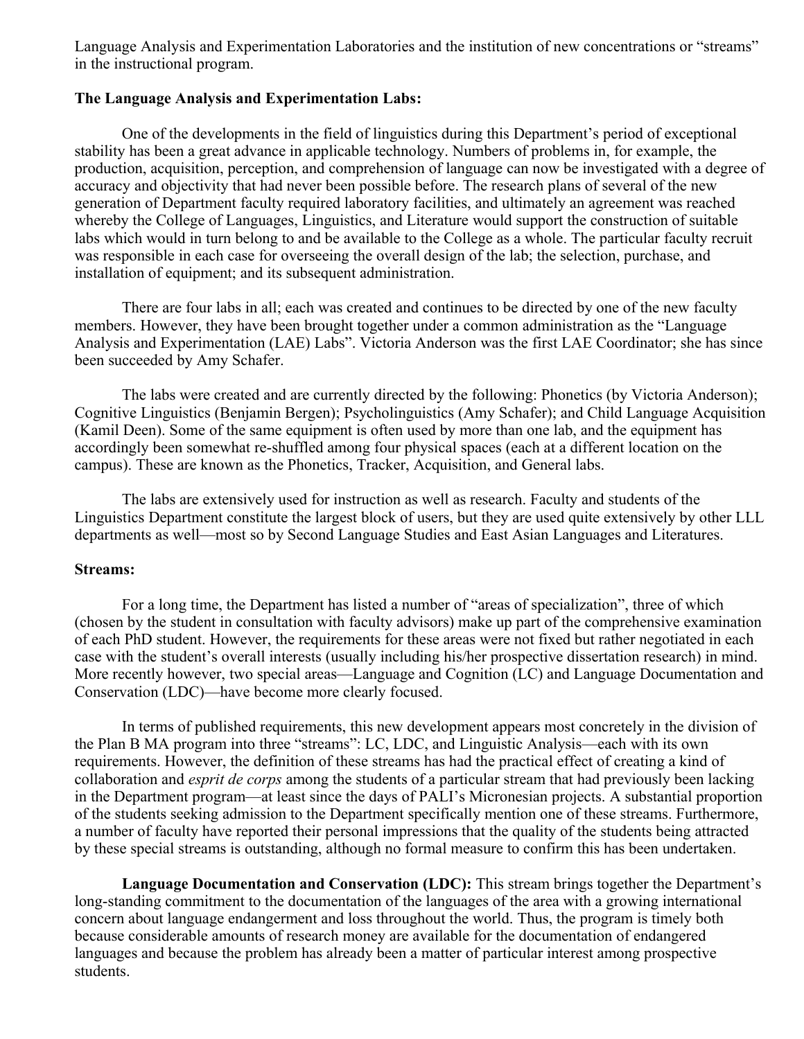Language Analysis and Experimentation Laboratories and the institution of new concentrations or "streams" in the instructional program.

**The Language Analysis and Experimentation Labs:**

One of the developments in the field of linguistics during this Department's period of exceptional stability has been a great advance in applicable technology. Numbers of problems in, for example, the production, acquisition, perception, and comprehension of language can now be investigated with a degree of accuracy and objectivity that had never been possible before. The research plans of several of the new generation of Department faculty required laboratory facilities, and ultimately an agreement was reached whereby the College of Languages, Linguistics, and Literature would support the construction of suitable labs which would in turn belong to and be available to the College as a whole. The particular faculty recruit was responsible in each case for overseeing the overall design of the lab; the selection, purchase, and installation of equipment; and its subsequent administration.

There are four labs in all; each was created and continues to be directed by one of the new faculty members. However, they have been brought together under a common administration as the "Language Analysis and Experimentation (LAE) Labs". Victoria Anderson was the first LAE Coordinator; she has since been succeeded by Amy Schafer.

The labs were created and are currently directed by the following: Phonetics (by Victoria Anderson); Cognitive Linguistics (Benjamin Bergen); Psycholinguistics (Amy Schafer); and Child Language Acquisition (Kamil Deen). Some of the same equipment is often used by more than one lab, and the equipment has accordingly been somewhat re-shuffled among four physical spaces (each at a different location on the campus). These are known as the Phonetics, Tracker, Acquisition, and General labs.

The labs are extensively used for instruction as well as research. Faculty and students of the Linguistics Department constitute the largest block of users, but they are used quite extensively by other LLL departments as well—most so by Second Language Studies and East Asian Languages and Literatures.

**Streams:**

For a long time, the Department has listed a number of "areas of specialization", three of which (chosen by the student in consultation with faculty advisors) make up part of the comprehensive examination of each PhD student. However, the requirements for these areas were not fixed but rather negotiated in each case with the student's overall interests (usually including his/her prospective dissertation research) in mind. More recently however, two special areas—Language and Cognition (LC) and Language Documentation and Conservation (LDC)—have become more clearly focused.

In terms of published requirements, this new development appears most concretely in the division of the Plan B MA program into three "streams": LC, LDC, and Linguistic Analysis—each with its own requirements. However, the definition of these streams has had the practical effect of creating a kind of collaboration and *esprit de corps* among the students of a particular stream that had previously been lacking in the Department program—at least since the days of PALI's Micronesian projects. A substantial proportion of the students seeking admission to the Department specifically mention one of these streams. Furthermore, a number of faculty have reported their personal impressions that the quality of the students being attracted by these special streams is outstanding, although no formal measure to confirm this has been undertaken.

**Language Documentation and Conservation (LDC):** This stream brings together the Department's long-standing commitment to the documentation of the languages of the area with a growing international concern about language endangerment and loss throughout the world. Thus, the program is timely both because considerable amounts of research money are available for the documentation of endangered languages and because the problem has already been a matter of particular interest among prospective students.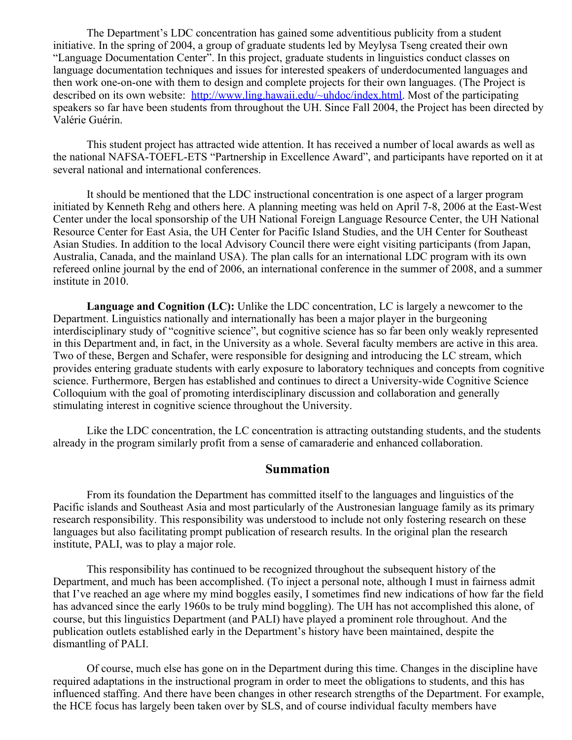The Department's LDC concentration has gained some adventitious publicity from a student initiative. In the spring of 2004, a group of graduate students led by Meylysa Tseng created their own "Language Documentation Center". In this project, graduate students in linguistics conduct classes on language documentation techniques and issues for interested speakers of underdocumented languages and then work one-on-one with them to design and complete projects for their own languages. (The Project is described on its own website: [http://www.ling.hawaii.edu/~uhdoc/index.html](http://www.ling.hawaii.edu/~uhdoc/index.html). Most of the participating speakers so far have been students from throughout the UH. Since Fall 2004, the Project has been directed by Valérie Guérin.

This student project has attracted wide attention. It has received a number of local awards as well as the national NAFSA-TOEFL-ETS "Partnership in Excellence Award", and participants have reported on it at several national and international conferences.

It should be mentioned that the LDC instructional concentration is one aspect of a larger program initiated by Kenneth Rehg and others here. A planning meeting was held on April 7-8, 2006 at the East-West Center under the local sponsorship of the UH National Foreign Language Resource Center, the UH National Resource Center for East Asia, the UH Center for Pacific Island Studies, and the UH Center for Southeast Asian Studies. In addition to the local Advisory Council there were eight visiting participants (from Japan, Australia, Canada, and the mainland USA). The plan calls for an international LDC program with its own refereed online journal by the end of 2006, an international conference in the summer of 2008, and a summer institute in 2010.

**Language and Cognition (LC):** Unlike the LDC concentration, LC is largely a newcomer to the Department. Linguistics nationally and internationally has been a major player in the burgeoning interdisciplinary study of "cognitive science", but cognitive science has so far been only weakly represented in this Department and, in fact, in the University as a whole. Several faculty members are active in this area. Two of these, Bergen and Schafer, were responsible for designing and introducing the LC stream, which provides entering graduate students with early exposure to laboratory techniques and concepts from cognitive science. Furthermore, Bergen has established and continues to direct a University-wide Cognitive Science Colloquium with the goal of promoting interdisciplinary discussion and collaboration and generally stimulating interest in cognitive science throughout the University.

Like the LDC concentration, the LC concentration is attracting outstanding students, and the students already in the program similarly profit from a sense of camaraderie and enhanced collaboration.

## Summation

From its foundation the Department has committed itself to the languages and linguistics of the Pacific islands and Southeast Asia and most particularly of the Austronesian language family as its primary research responsibility. This responsibility was understood to include not only fostering research on these languages but also facilitating prompt publication of research results. In the original plan the research institute, PALI, was to play a major role.

This responsibility has continued to be recognized throughout the subsequent history of the Department, and much has been accomplished. (To inject a personal note, although I must in fairness admit that I've reached an age where my mind boggles easily, I sometimes find new indications of how far the field has advanced since the early 1960s to be truly mind boggling). The UH has not accomplished this alone, of course, but this linguistics Department (and PALI) have played a prominent role throughout. And the publication outlets established early in the Department's history have been maintained, despite the dismantling of PALI.

Of course, much else has gone on in the Department during this time. Changes in the discipline have required adaptations in the instructional program in order to meet the obligations to students, and this has influenced staffing. And there have been changes in other research strengths of the Department. For example, the HCE focus has largely been taken over by SLS, and of course individual faculty members have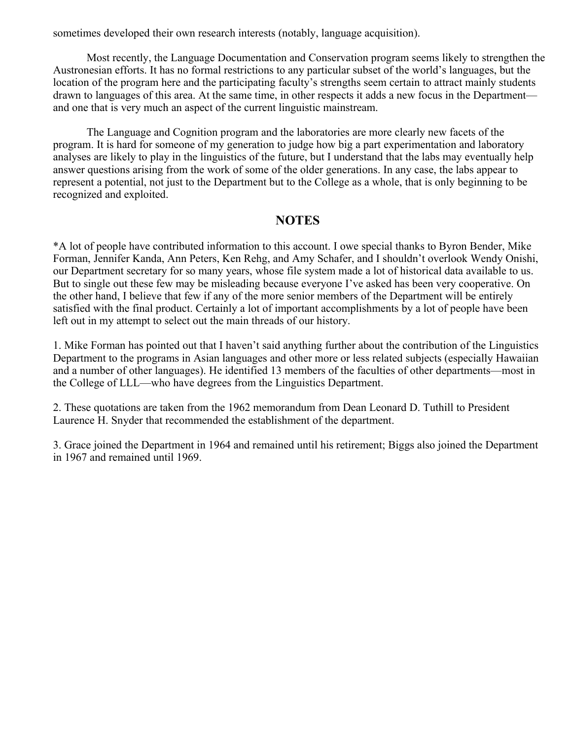sometimes developed their own research interests (notably, language acquisition).

Most recently, the Language Documentation and Conservation program seems likely to strengthen the Austronesian efforts. It has no formal restrictions to any particular subset of the world's languages, but the location of the program here and the participating faculty's strengths seem certain to attract mainly students drawn to languages of this area. At the same time, in other respects it adds a new focus in the Department—and one that is very much an aspect of the current linguistic mainstream.

The Language and Cognition program and the laboratories are more clearly new facets of the program. It is hard for someone of my generation to judge how big a part experimentation and laboratory analyses are likely to play in the linguistics of the future, but I understand that the labs may eventually help answer questions arising from the work of some of the older generations. In any case, the labs appear to represent a potential, not just to the Department but to the College as a whole, that is only beginning to be recognized and exploited.

## NOTES

*A lot of people have contributed information to this account. I owe special thanks to Byron Bender, Mike Forman, Jennifer Kanda, Ann Peters, Ken Rehg, and Amy Schafer, and I shouldn't overlook Wendy Onishi, our Department secretary for so many years, whose file system made a lot of historical data available to us. But to single out these few may be misleading because everyone I've asked has been very cooperative. On the other hand, I believe that few if any of the more senior members of the Department will be entirely satisfied with the final product. Certainly a lot of important accomplishments by a lot of people have been left out in my attempt to select out the main threads of our history.

1. Mike Forman has pointed out that I haven't said anything further about the contribution of the Linguistics Department to the programs in Asian languages and other more or less related subjects (especially Hawaiian and a number of other languages). He identified 13 members of the faculties of other departments—most in the College of LLL—who have degrees from the Linguistics Department.

2. These quotations are taken from the 1962 memorandum from Dean Leonard D. Tuthill to President Laurence H. Snyder that recommended the establishment of the department.

3. Grace joined the Department in 1964 and remained until his retirement; Biggs also joined the Department in 1967 and remained until 1969.